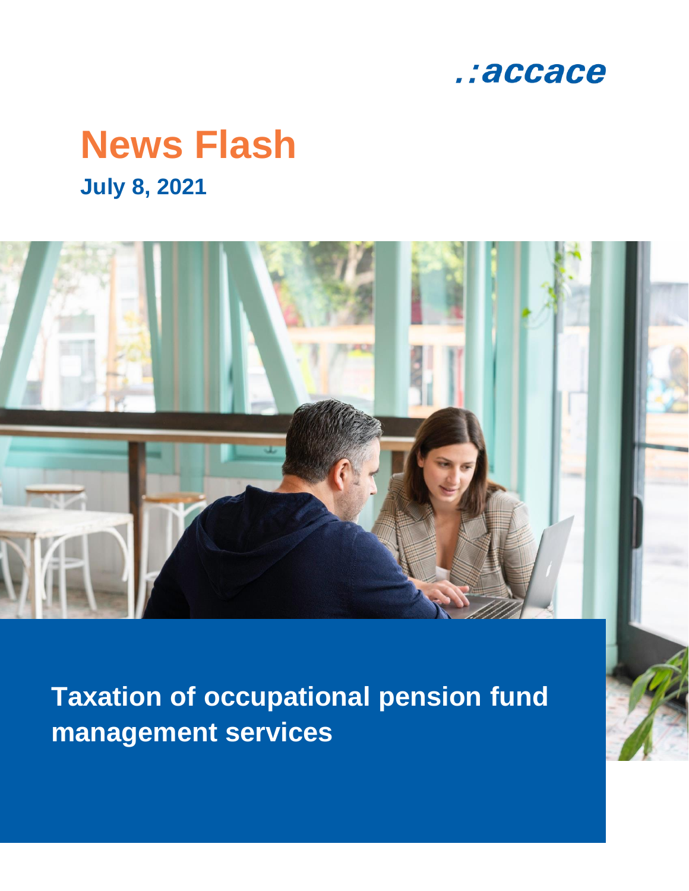.:accace

# News Flash

**July 8, 2021**

## Taxation of occupational pension fund management services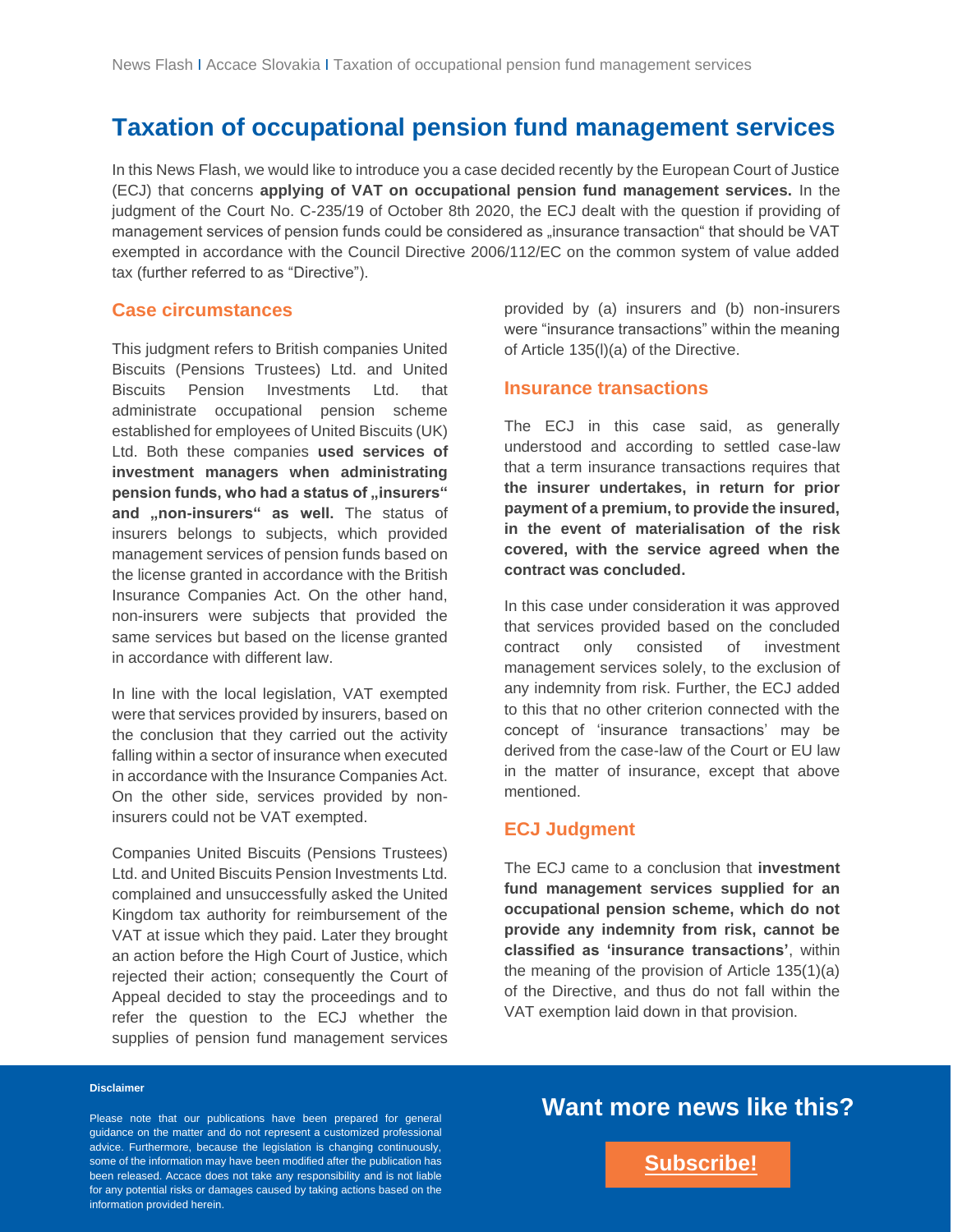# Taxation of occupational pension fund management services

In this News Flash, we would like to introduce you a case decided recently by the European Court of Justice (ECJ) that concerns **applying of VAT on occupational pension fund management services.** In the judgment of the Court No. C-235/19 of October 8th 2020, the ECJ dealt with the question if providing of management services of pension funds could be considered as „insurance transaction“ that should be VAT exempted in accordance with the Council Directive 2006/112/EC on the common system of value added tax (further referred to as "Directive").

## Case circumstances

This judgment refers to British companies United Biscuits (Pensions Trustees) Ltd. and United Biscuits Pension Investments Ltd. that administrate occupational pension scheme established for employees of United Biscuits (UK) Ltd. Both these companies **used services of investment managers when administrating pension funds, who had a status of „insurers“ and „non-insurers“ as well.** The status of insurers belongs to subjects, which provided management services of pension funds based on the license granted in accordance with the British Insurance Companies Act. On the other hand, non-insurers were subjects that provided the same services but based on the license granted in accordance with different law.

In line with the local legislation, VAT exempted were that services provided by insurers, based on the conclusion that they carried out the activity falling within a sector of insurance when executed in accordance with the Insurance Companies Act. On the other side, services provided by non-insurers could not be VAT exempted.

Companies United Biscuits (Pensions Trustees) Ltd. and United Biscuits Pension Investments Ltd. complained and unsuccessfully asked the United Kingdom tax authority for reimbursement of the VAT at issue which they paid. Later they brought an action before the High Court of Justice, which rejected their action; consequently the Court of Appeal decided to stay the proceedings and to refer the question to the ECJ whether the supplies of pension fund management services provided by (a) insurers and (b) non-insurers were "insurance transactions" within the meaning of Article 135(l)(a) of the Directive.

## Insurance transactions

The ECJ in this case said, as generally understood and according to settled case-law that a term insurance transactions requires that **the insurer undertakes, in return for prior payment of a premium, to provide the insured, in the event of materialisation of the risk covered, with the service agreed when the contract was concluded.**

In this case under consideration it was approved that services provided based on the concluded contract only consisted of investment management services solely, to the exclusion of any indemnity from risk. Further, the ECJ added to this that no other criterion connected with the concept of 'insurance transactions' may be derived from the case-law of the Court or EU law in the matter of insurance, except that above mentioned.

## ECJ Judgment

The ECJ came to a conclusion that **investment fund management services supplied for an occupational pension scheme, which do not provide any indemnity from risk, cannot be classified as 'insurance transactions'**, within the meaning of the provision of Article 135(1)(a) of the Directive, and thus do not fall within the VAT exemption laid down in that provision.

**Disclaimer**

Please note that our publications have been prepared for general guidance on the matter and do not represent a customized professional advice. Furthermore, because the legislation is changing continuously, some of the information may have been modified after the publication has been released. Accace does not take any responsibility and is not liable for any potential risks or damages caused by taking actions based on the information provided herein.

## Want more news like this?

**Subscribe!**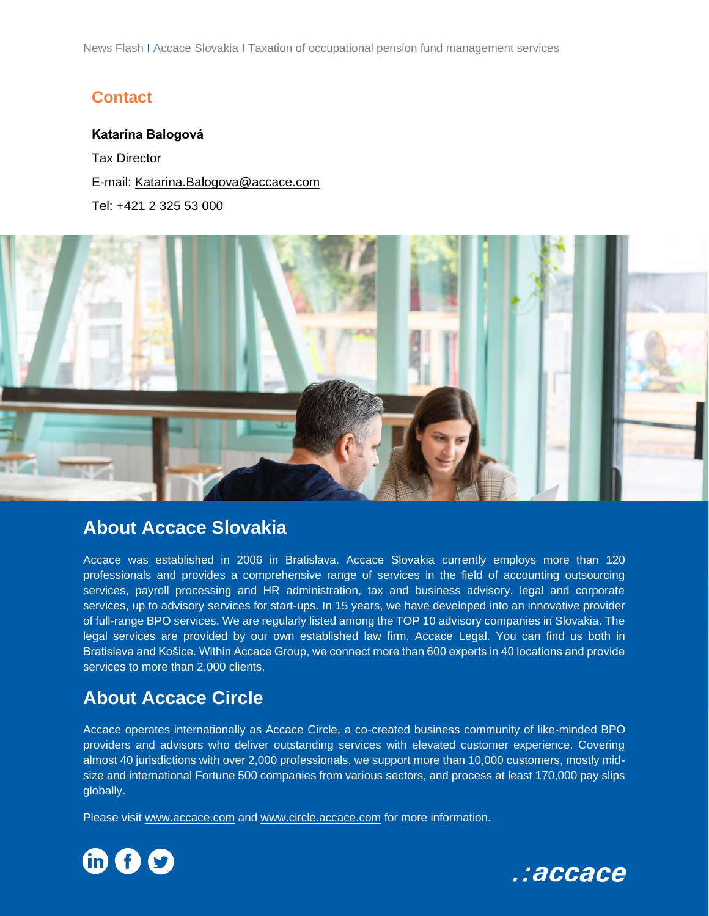## Contact

**Katarína Balogová**

Tax Director

E-mail: Katarina.Balogova@accace.com

Tel: +421 2 325 53 000

## About Accace Slovakia

Accace was established in 2006 in Bratislava. Accace Slovakia currently employs more than 120 professionals and provides a comprehensive range of services in the field of accounting outsourcing services, payroll processing and HR administration, tax and business advisory, legal and corporate services, up to advisory services for start-ups. In 15 years, we have developed into an innovative provider of full-range BPO services. We are regularly listed among the TOP 10 advisory companies in Slovakia. The legal services are provided by our own established law firm, Accace Legal. You can find us both in Bratislava and Košice. Within Accace Group, we connect more than 600 experts in 40 locations and provide services to more than 2,000 clients.

## About Accace Circle

Accace operates internationally as Accace Circle, a co-created business community of like-minded BPO providers and advisors who deliver outstanding services with elevated customer experience. Covering almost 40 jurisdictions with over 2,000 professionals, we support more than 10,000 customers, mostly mid-size and international Fortune 500 companies from various sectors, and process at least 170,000 pay slips globally.

Please visit www.accace.com and www.circle.accace.com for more information.